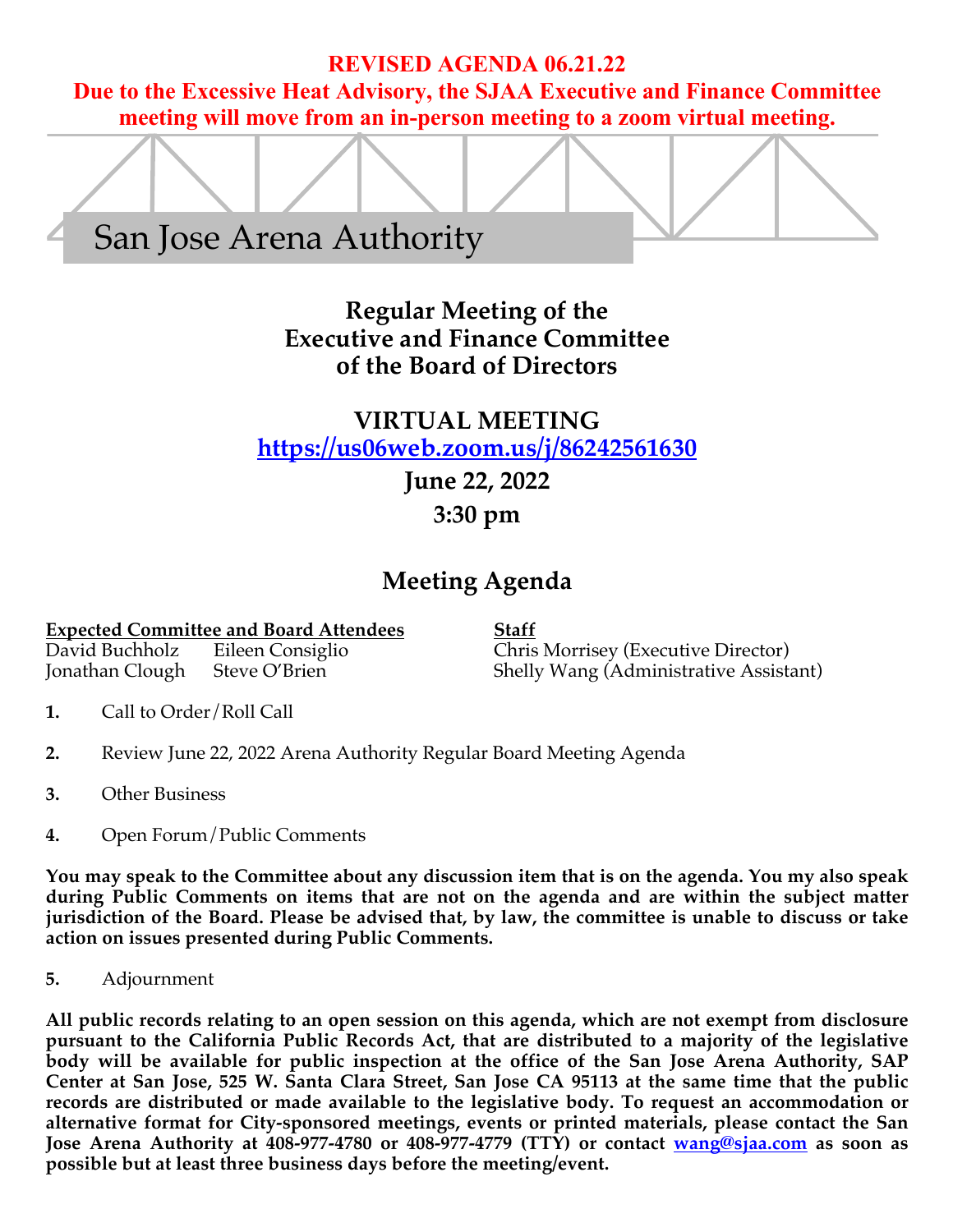**REVISED AGENDA 06.21.22**

**Due to the Excessive Heat Advisory, the SJAA Executive and Finance Committee meeting will move from an in-person meeting to a zoom virtual meeting.**

# San Jose Arena Authority

## Regular Meeting of the Executive and Finance Committee of the Board of Directors

**VIRTUAL MEETING**

**https://us06web.zoom.us/j/86242561630**

**June 22, 2022**

**3:30 pm**

## Meeting Agenda

| Expected Committee and Board Attendees | | Staff |
|---|---|---|
| David Buchholz | Eileen Consiglio | Chris Morrisey (Executive Director) |
| Jonathan Clough | Steve O'Brien | Shelly Wang (Administrative Assistant) |

1. Call to Order/Roll Call
2. Review June 22, 2022 Arena Authority Regular Board Meeting Agenda
3. Other Business
4. Open Forum/Public Comments

**You may speak to the Committee about any discussion item that is on the agenda. You my also speak during Public Comments on items that are not on the agenda and are within the subject matter jurisdiction of the Board. Please be advised that, by law, the committee is unable to discuss or take action on issues presented during Public Comments.**

5. Adjournment

**All public records relating to an open session on this agenda, which are not exempt from disclosure pursuant to the California Public Records Act, that are distributed to a majority of the legislative body will be available for public inspection at the office of the San Jose Arena Authority, SAP Center at San Jose, 525 W. Santa Clara Street, San Jose CA 95113 at the same time that the public records are distributed or made available to the legislative body. To request an accommodation or alternative format for City-sponsored meetings, events or printed materials, please contact the San Jose Arena Authority at 408-977-4780 or 408-977-4779 (TTY) or contact wang@sjaa.com as soon as possible but at least three business days before the meeting/event.**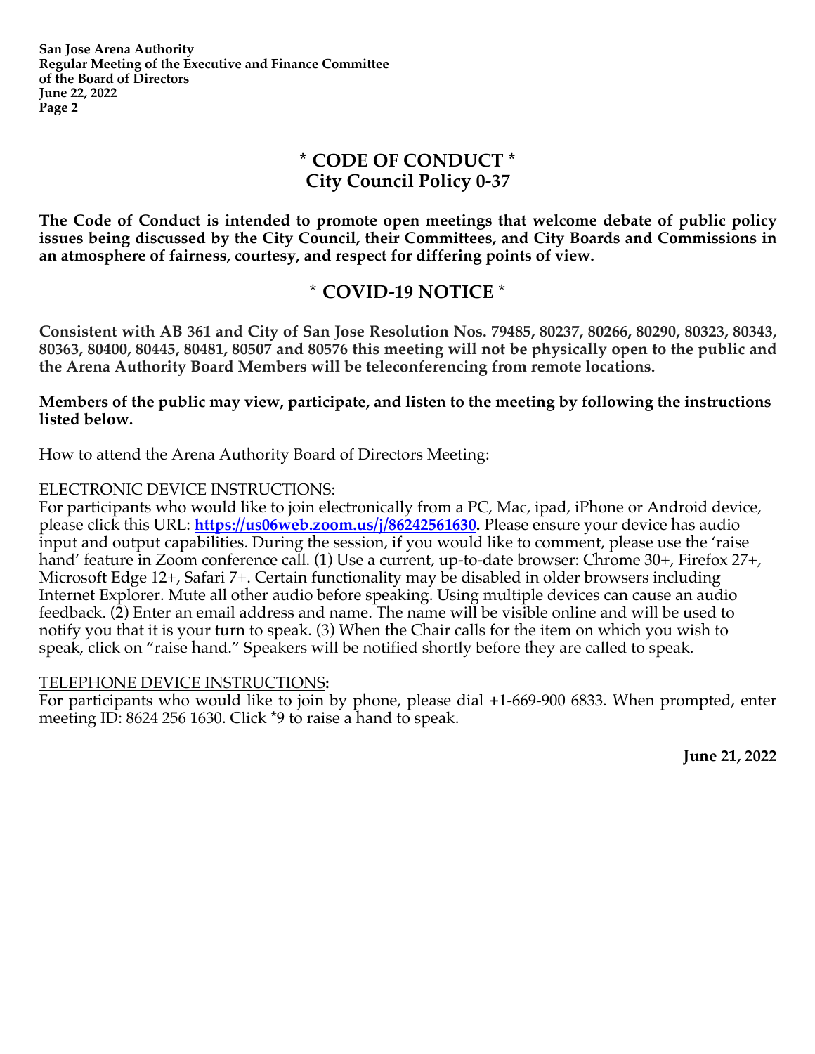## * CODE OF CONDUCT *
## City Council Policy 0-37

**The Code of Conduct is intended to promote open meetings that welcome debate of public policy issues being discussed by the City Council, their Committees, and City Boards and Commissions in an atmosphere of fairness, courtesy, and respect for differing points of view.**

## * COVID-19 NOTICE *

**Consistent with AB 361 and City of San Jose Resolution Nos. 79485, 80237, 80266, 80290, 80323, 80343, 80363, 80400, 80445, 80481, 80507 and 80576 this meeting will not be physically open to the public and the Arena Authority Board Members will be teleconferencing from remote locations.**

**Members of the public may view, participate, and listen to the meeting by following the instructions listed below.**

How to attend the Arena Authority Board of Directors Meeting:

ELECTRONIC DEVICE INSTRUCTIONS:
For participants who would like to join electronically from a PC, Mac, ipad, iPhone or Android device, please click this URL: **https://us06web.zoom.us/j/86242561630.** Please ensure your device has audio input and output capabilities. During the session, if you would like to comment, please use the 'raise hand' feature in Zoom conference call. (1) Use a current, up-to-date browser: Chrome 30+, Firefox 27+, Microsoft Edge 12+, Safari 7+. Certain functionality may be disabled in older browsers including Internet Explorer. Mute all other audio before speaking. Using multiple devices can cause an audio feedback. (2) Enter an email address and name. The name will be visible online and will be used to notify you that it is your turn to speak. (3) When the Chair calls for the item on which you wish to speak, click on "raise hand." Speakers will be notified shortly before they are called to speak.

TELEPHONE DEVICE INSTRUCTIONS**:**
For participants who would like to join by phone, please dial +1-669-900 6833. When prompted, enter meeting ID: 8624 256 1630. Click *9 to raise a hand to speak.

**June 21, 2022**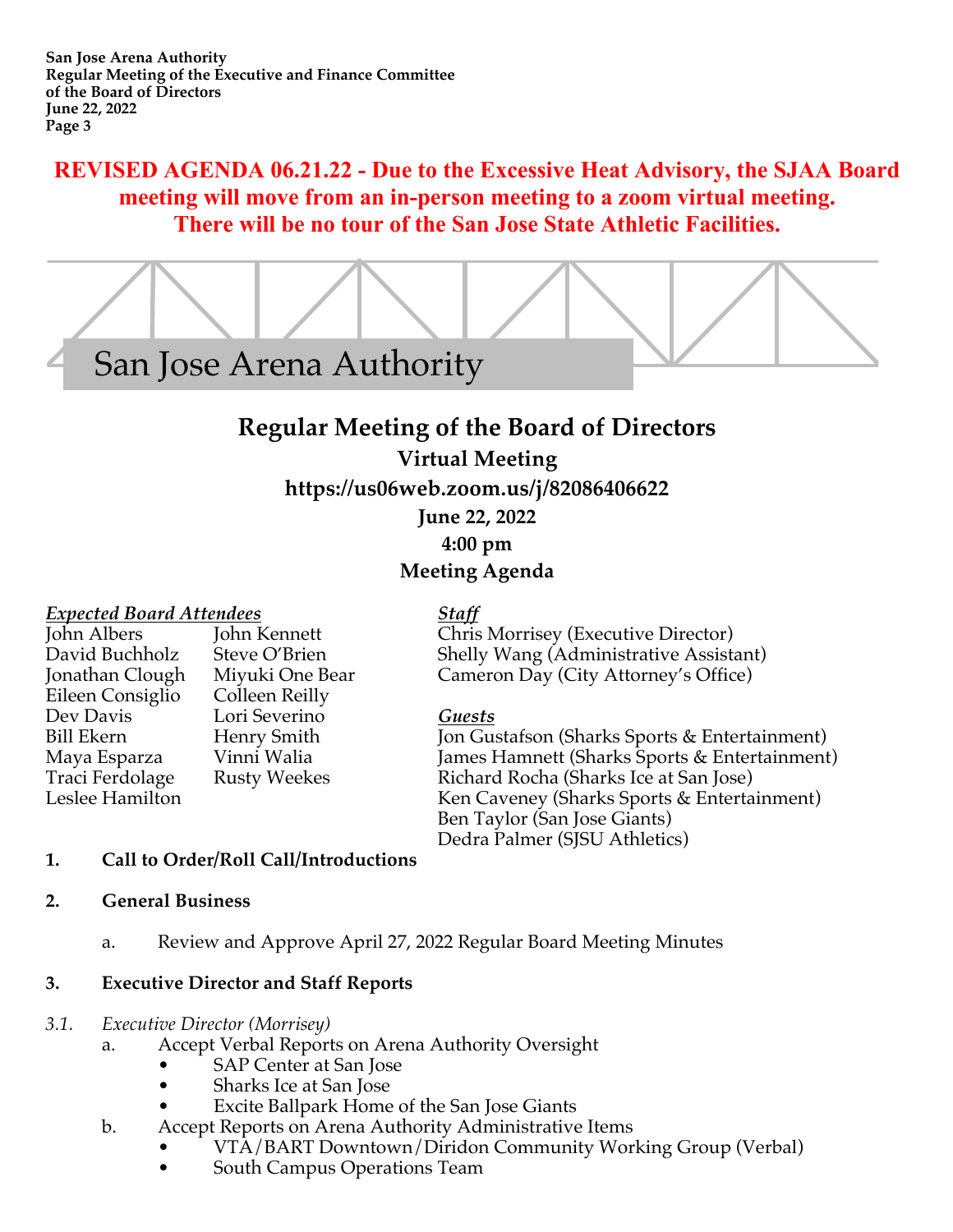**REVISED AGENDA 06.21.22 - Due to the Excessive Heat Advisory, the SJAA Board meeting will move from an in-person meeting to a zoom virtual meeting. There will be no tour of the San Jose State Athletic Facilities.**

# San Jose Arena Authority

## Regular Meeting of the Board of Directors

**Virtual Meeting**

**https://us06web.zoom.us/j/82086406622**

**June 22, 2022**

**4:00 pm**

**Meeting Agenda**

***Expected Board Attendees***

John Albers
David Buchholz
Jonathan Clough
Eileen Consiglio
Dev Davis
Bill Ekern
Maya Esparza
Traci Ferdolage
Leslee Hamilton
John Kennett
Steve O'Brien
Miyuki One Bear
Colleen Reilly
Lori Severino
Henry Smith
Vinni Walia
Rusty Weekes

***Staff***

Chris Morrisey (Executive Director)
Shelly Wang (Administrative Assistant)
Cameron Day (City Attorney's Office)

***Guests***

Jon Gustafson (Sharks Sports & Entertainment)
James Hamnett (Sharks Sports & Entertainment)
Richard Rocha (Sharks Ice at San Jose)
Ken Caveney (Sharks Sports & Entertainment)
Ben Taylor (San Jose Giants)
Dedra Palmer (SJSU Athletics)

**1. Call to Order/Roll Call/Introductions**

**2. General Business**

a. Review and Approve April 27, 2022 Regular Board Meeting Minutes

**3. Executive Director and Staff Reports**

*3.1. Executive Director (Morrisey)*

a. Accept Verbal Reports on Arena Authority Oversight
- SAP Center at San Jose
- Sharks Ice at San Jose
- Excite Ballpark Home of the San Jose Giants

b. Accept Reports on Arena Authority Administrative Items
- VTA/BART Downtown/Diridon Community Working Group (Verbal)
- South Campus Operations Team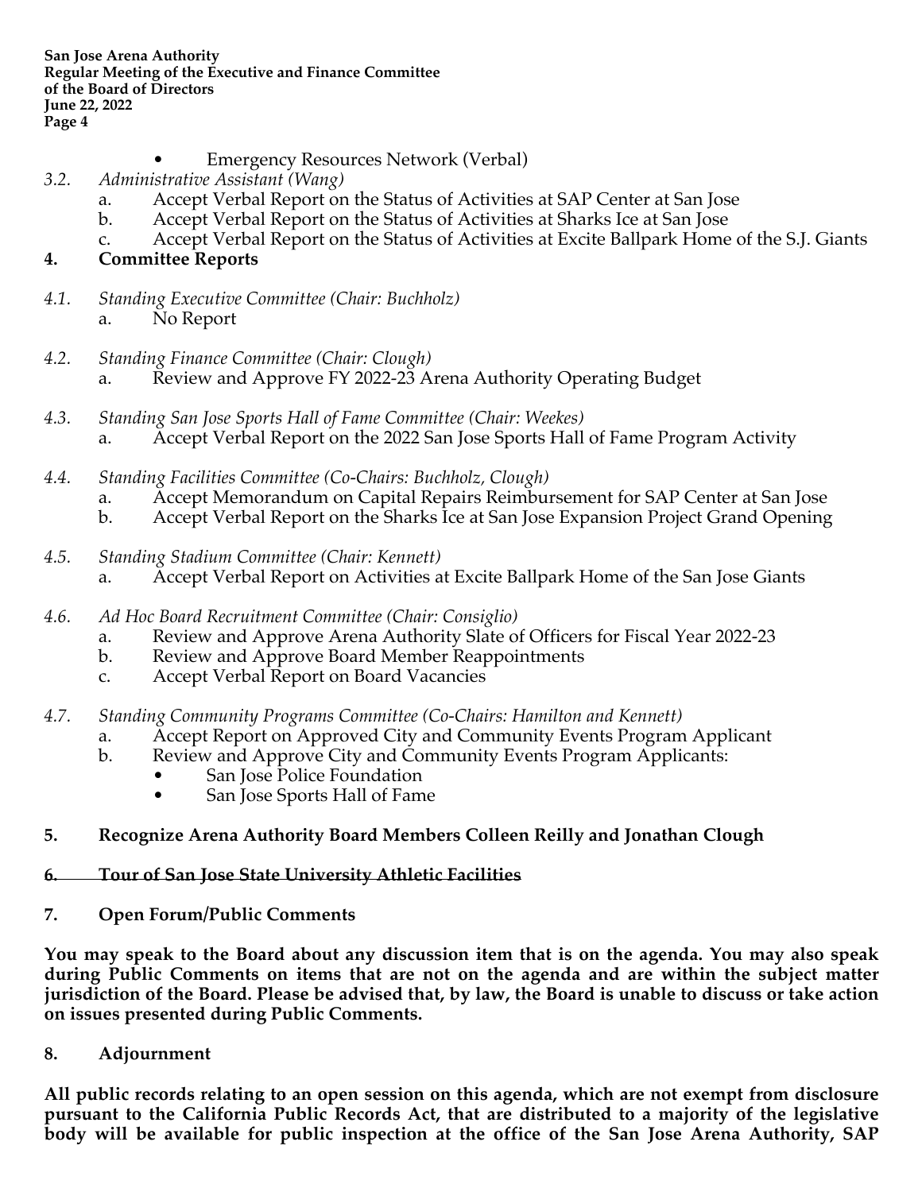- Emergency Resources Network (Verbal)

*3.2. Administrative Assistant (Wang)*

a. Accept Verbal Report on the Status of Activities at SAP Center at San Jose
b. Accept Verbal Report on the Status of Activities at Sharks Ice at San Jose
c. Accept Verbal Report on the Status of Activities at Excite Ballpark Home of the S.J. Giants

**4. Committee Reports**

*4.1. Standing Executive Committee (Chair: Buchholz)*

a. No Report

*4.2. Standing Finance Committee (Chair: Clough)*

a. Review and Approve FY 2022-23 Arena Authority Operating Budget

*4.3. Standing San Jose Sports Hall of Fame Committee (Chair: Weekes)*

a. Accept Verbal Report on the 2022 San Jose Sports Hall of Fame Program Activity

*4.4. Standing Facilities Committee (Co-Chairs: Buchholz, Clough)*

a. Accept Memorandum on Capital Repairs Reimbursement for SAP Center at San Jose
b. Accept Verbal Report on the Sharks Ice at San Jose Expansion Project Grand Opening

*4.5. Standing Stadium Committee (Chair: Kennett)*

a. Accept Verbal Report on Activities at Excite Ballpark Home of the San Jose Giants

*4.6. Ad Hoc Board Recruitment Committee (Chair: Consiglio)*

a. Review and Approve Arena Authority Slate of Officers for Fiscal Year 2022-23
b. Review and Approve Board Member Reappointments
c. Accept Verbal Report on Board Vacancies

*4.7. Standing Community Programs Committee (Co-Chairs: Hamilton and Kennett)*

a. Accept Report on Approved City and Community Events Program Applicant
b. Review and Approve City and Community Events Program Applicants:
   - San Jose Police Foundation
   - San Jose Sports Hall of Fame

**5. Recognize Arena Authority Board Members Colleen Reilly and Jonathan Clough**

**~~6. Tour of San Jose State University Athletic Facilities~~**

**7. Open Forum/Public Comments**

**You may speak to the Board about any discussion item that is on the agenda. You may also speak during Public Comments on items that are not on the agenda and are within the subject matter jurisdiction of the Board. Please be advised that, by law, the Board is unable to discuss or take action on issues presented during Public Comments.**

**8. Adjournment**

**All public records relating to an open session on this agenda, which are not exempt from disclosure pursuant to the California Public Records Act, that are distributed to a majority of the legislative body will be available for public inspection at the office of the San Jose Arena Authority, SAP**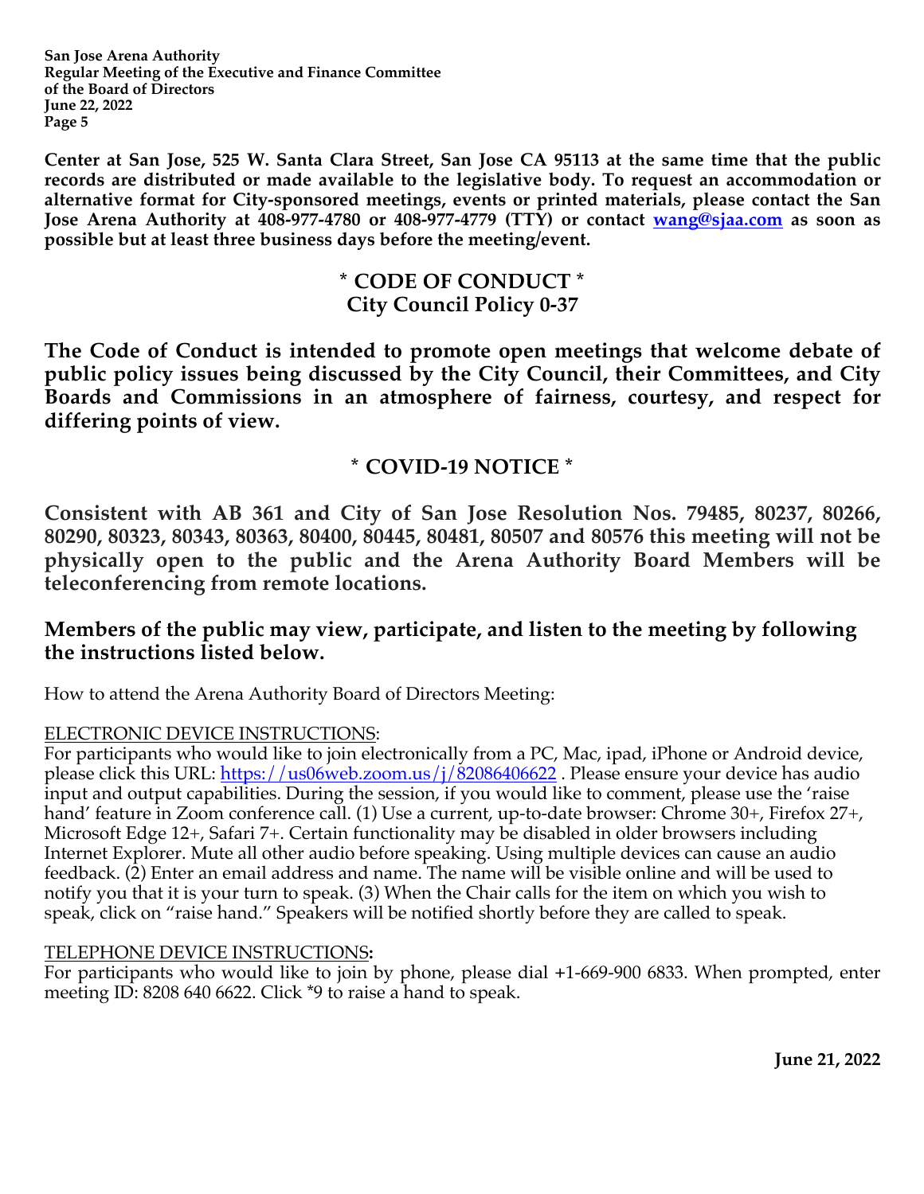**Center at San Jose, 525 W. Santa Clara Street, San Jose CA 95113 at the same time that the public records are distributed or made available to the legislative body. To request an accommodation or alternative format for City-sponsored meetings, events or printed materials, please contact the San Jose Arena Authority at 408-977-4780 or 408-977-4779 (TTY) or contact [wang@sjaa.com](mailto:wang@sjaa.com) as soon as possible but at least three business days before the meeting/event.**

## * CODE OF CONDUCT *
## City Council Policy 0-37

**The Code of Conduct is intended to promote open meetings that welcome debate of public policy issues being discussed by the City Council, their Committees, and City Boards and Commissions in an atmosphere of fairness, courtesy, and respect for differing points of view.**

## * COVID-19 NOTICE *

**Consistent with AB 361 and City of San Jose Resolution Nos. 79485, 80237, 80266, 80290, 80323, 80343, 80363, 80400, 80445, 80481, 80507 and 80576 this meeting will not be physically open to the public and the Arena Authority Board Members will be teleconferencing from remote locations.**

### Members of the public may view, participate, and listen to the meeting by following the instructions listed below.

How to attend the Arena Authority Board of Directors Meeting:

ELECTRONIC DEVICE INSTRUCTIONS:
For participants who would like to join electronically from a PC, Mac, ipad, iPhone or Android device, please click this URL: [https://us06web.zoom.us/j/82086406622](https://us06web.zoom.us/j/82086406622) . Please ensure your device has audio input and output capabilities. During the session, if you would like to comment, please use the 'raise hand' feature in Zoom conference call. (1) Use a current, up-to-date browser: Chrome 30+, Firefox 27+, Microsoft Edge 12+, Safari 7+. Certain functionality may be disabled in older browsers including Internet Explorer. Mute all other audio before speaking. Using multiple devices can cause an audio feedback. (2) Enter an email address and name. The name will be visible online and will be used to notify you that it is your turn to speak. (3) When the Chair calls for the item on which you wish to speak, click on "raise hand." Speakers will be notified shortly before they are called to speak.

TELEPHONE DEVICE INSTRUCTIONS**:**
For participants who would like to join by phone, please dial +1-669-900 6833. When prompted, enter meeting ID: 8208 640 6622. Click *9 to raise a hand to speak.

**June 21, 2022**